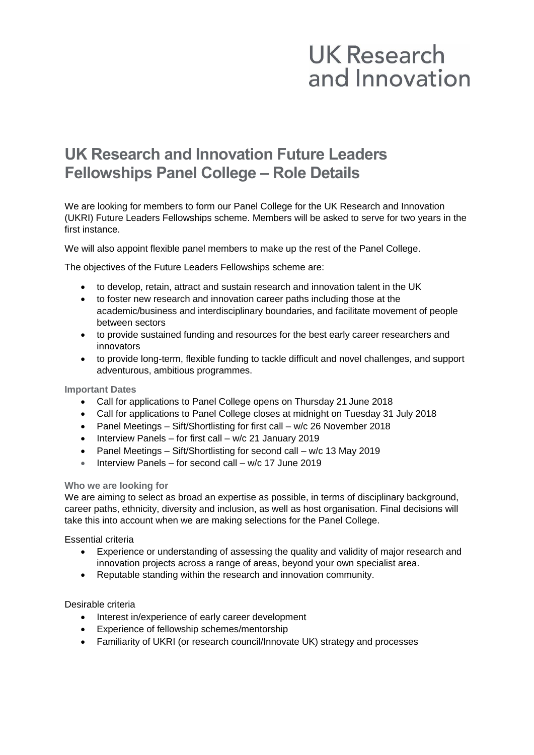UK Research and Innovation

# UK Research and Innovation Future Leaders Fellowships Panel College – Role Details

We are looking for members to form our Panel College for the UK Research and Innovation (UKRI) Future Leaders Fellowships scheme. Members will be asked to serve for two years in the first instance.

We will also appoint flexible panel members to make up the rest of the Panel College.

The objectives of the Future Leaders Fellowships scheme are:

- to develop, retain, attract and sustain research and innovation talent in the UK
- to foster new research and innovation career paths including those at the academic/business and interdisciplinary boundaries, and facilitate movement of people between sectors
- to provide sustained funding and resources for the best early career researchers and innovators
- to provide long-term, flexible funding to tackle difficult and novel challenges, and support adventurous, ambitious programmes.

### Important Dates

- Call for applications to Panel College opens on Thursday 21 June 2018
- Call for applications to Panel College closes at midnight on Tuesday 31 July 2018
- Panel Meetings – Sift/Shortlisting for first call – w/c 26 November 2018
- Interview Panels – for first call – w/c 21 January 2019
- Panel Meetings – Sift/Shortlisting for second call – w/c 13 May 2019
- Interview Panels – for second call – w/c 17 June 2019

### Who we are looking for

We are aiming to select as broad an expertise as possible, in terms of disciplinary background, career paths, ethnicity, diversity and inclusion, as well as host organisation. Final decisions will take this into account when we are making selections for the Panel College.

Essential criteria

- Experience or understanding of assessing the quality and validity of major research and innovation projects across a range of areas, beyond your own specialist area.
- Reputable standing within the research and innovation community.

Desirable criteria

- Interest in/experience of early career development
- Experience of fellowship schemes/mentorship
- Familiarity of UKRI (or research council/Innovate UK) strategy and processes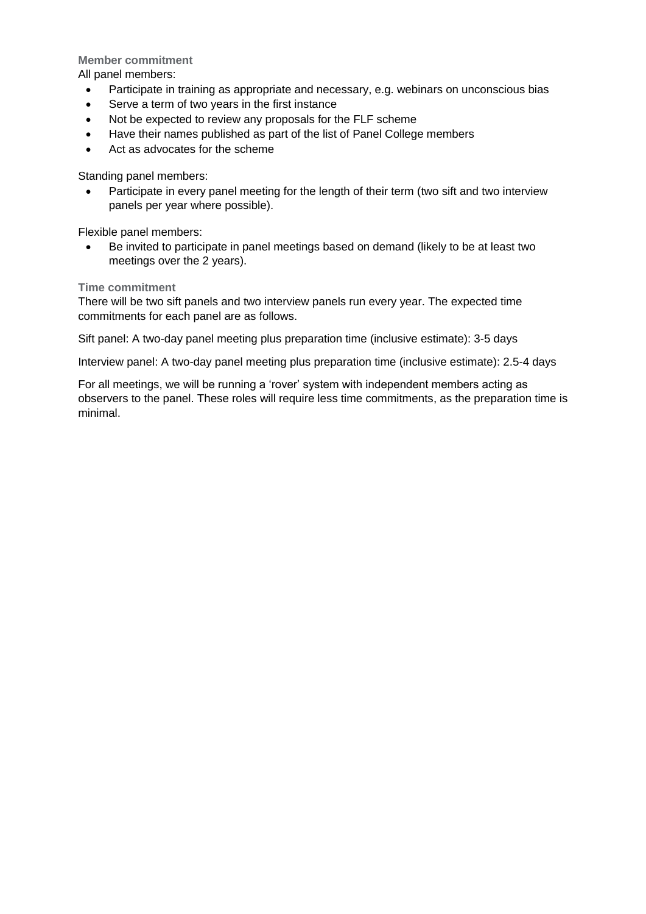### Member commitment

All panel members:

- Participate in training as appropriate and necessary, e.g. webinars on unconscious bias
- Serve a term of two years in the first instance
- Not be expected to review any proposals for the FLF scheme
- Have their names published as part of the list of Panel College members
- Act as advocates for the scheme

Standing panel members:

- Participate in every panel meeting for the length of their term (two sift and two interview panels per year where possible).

Flexible panel members:

- Be invited to participate in panel meetings based on demand (likely to be at least two meetings over the 2 years).

### Time commitment

There will be two sift panels and two interview panels run every year. The expected time commitments for each panel are as follows.

Sift panel: A two-day panel meeting plus preparation time (inclusive estimate): 3-5 days

Interview panel: A two-day panel meeting plus preparation time (inclusive estimate): 2.5-4 days

For all meetings, we will be running a 'rover' system with independent members acting as observers to the panel. These roles will require less time commitments, as the preparation time is minimal.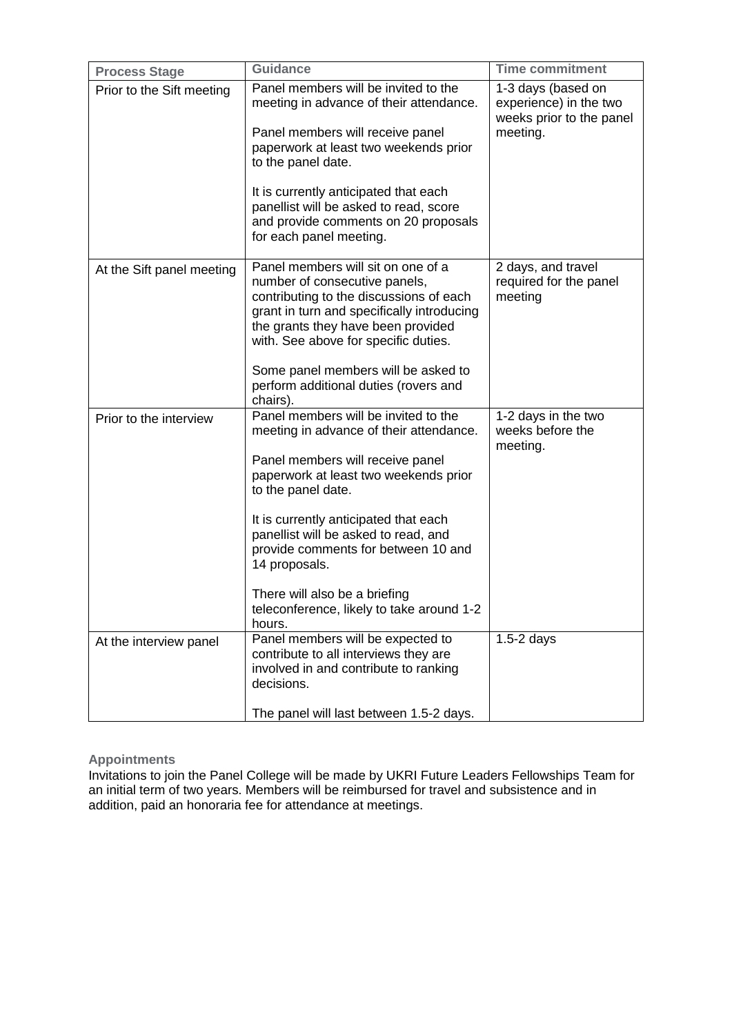| Process Stage | Guidance | Time commitment |
| --- | --- | --- |
| Prior to the Sift meeting | Panel members will be invited to the meeting in advance of their attendance.<br><br>Panel members will receive panel paperwork at least two weekends prior to the panel date.<br><br>It is currently anticipated that each panellist will be asked to read, score and provide comments on 20 proposals for each panel meeting. | 1-3 days (based on experience) in the two weeks prior to the panel meeting. |
| At the Sift panel meeting | Panel members will sit on one of a number of consecutive panels, contributing to the discussions of each grant in turn and specifically introducing the grants they have been provided with. See above for specific duties.<br><br>Some panel members will be asked to perform additional duties (rovers and chairs). | 2 days, and travel required for the panel meeting |
| Prior to the interview | Panel members will be invited to the meeting in advance of their attendance.<br><br>Panel members will receive panel paperwork at least two weekends prior to the panel date.<br><br>It is currently anticipated that each panellist will be asked to read, and provide comments for between 10 and 14 proposals.<br><br>There will also be a briefing teleconference, likely to take around 1-2 hours. | 1-2 days in the two weeks before the meeting. |
| At the interview panel | Panel members will be expected to contribute to all interviews they are involved in and contribute to ranking decisions.<br><br>The panel will last between 1.5-2 days. | 1.5-2 days |

### Appointments

Invitations to join the Panel College will be made by UKRI Future Leaders Fellowships Team for an initial term of two years. Members will be reimbursed for travel and subsistence and in addition, paid an honoraria fee for attendance at meetings.